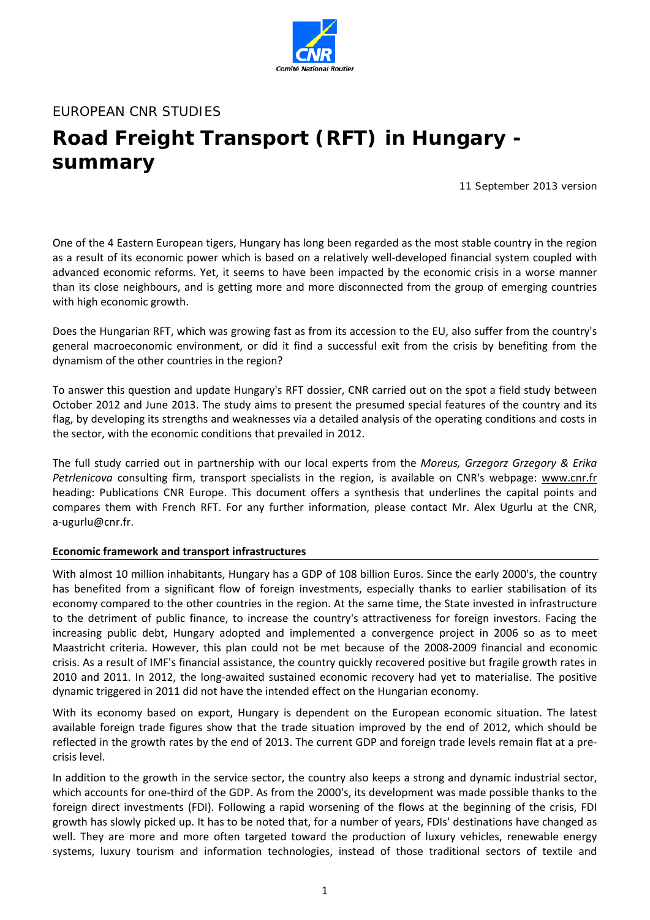EUROPEAN CNR STUDIES

# Road Freight Transport (RFT) in Hungary - summary

11 September 2013 version

One of the 4 Eastern European tigers, Hungary has long been regarded as the most stable country in the region as a result of its economic power which is based on a relatively well-developed financial system coupled with advanced economic reforms. Yet, it seems to have been impacted by the economic crisis in a worse manner than its close neighbours, and is getting more and more disconnected from the group of emerging countries with high economic growth.

Does the Hungarian RFT, which was growing fast as from its accession to the EU, also suffer from the country's general macroeconomic environment, or did it find a successful exit from the crisis by benefiting from the dynamism of the other countries in the region?

To answer this question and update Hungary's RFT dossier, CNR carried out on the spot a field study between October 2012 and June 2013. The study aims to present the presumed special features of the country and its flag, by developing its strengths and weaknesses via a detailed analysis of the operating conditions and costs in the sector, with the economic conditions that prevailed in 2012.

The full study carried out in partnership with our local experts from the *Moreus, Grzegorz Grzegory & Erika Petrlenicova* consulting firm, transport specialists in the region, is available on CNR's webpage: www.cnr.fr heading: Publications CNR Europe. This document offers a synthesis that underlines the capital points and compares them with French RFT. For any further information, please contact Mr. Alex Ugurlu at the CNR, a-ugurlu@cnr.fr.

## Economic framework and transport infrastructures

With almost 10 million inhabitants, Hungary has a GDP of 108 billion Euros. Since the early 2000's, the country has benefited from a significant flow of foreign investments, especially thanks to earlier stabilisation of its economy compared to the other countries in the region. At the same time, the State invested in infrastructure to the detriment of public finance, to increase the country's attractiveness for foreign investors. Facing the increasing public debt, Hungary adopted and implemented a convergence project in 2006 so as to meet Maastricht criteria. However, this plan could not be met because of the 2008-2009 financial and economic crisis. As a result of IMF's financial assistance, the country quickly recovered positive but fragile growth rates in 2010 and 2011. In 2012, the long-awaited sustained economic recovery had yet to materialise. The positive dynamic triggered in 2011 did not have the intended effect on the Hungarian economy.

With its economy based on export, Hungary is dependent on the European economic situation. The latest available foreign trade figures show that the trade situation improved by the end of 2012, which should be reflected in the growth rates by the end of 2013. The current GDP and foreign trade levels remain flat at a pre-crisis level.

In addition to the growth in the service sector, the country also keeps a strong and dynamic industrial sector, which accounts for one-third of the GDP. As from the 2000's, its development was made possible thanks to the foreign direct investments (FDI). Following a rapid worsening of the flows at the beginning of the crisis, FDI growth has slowly picked up. It has to be noted that, for a number of years, FDIs' destinations have changed as well. They are more and more often targeted toward the production of luxury vehicles, renewable energy systems, luxury tourism and information technologies, instead of those traditional sectors of textile and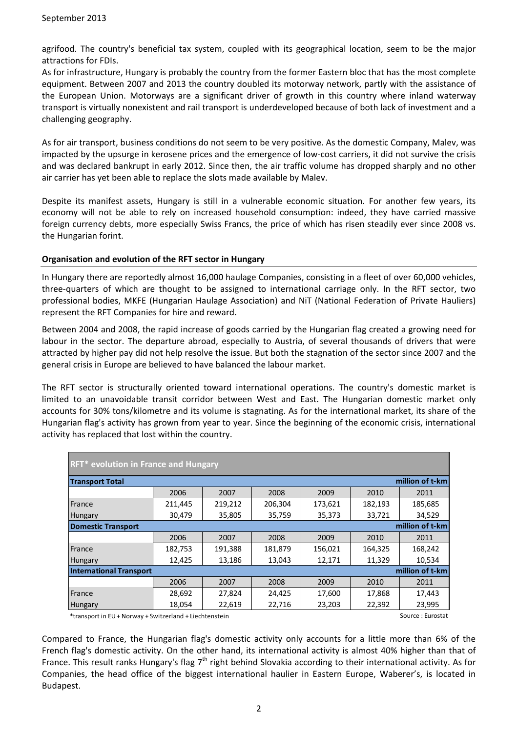agrifood. The country's beneficial tax system, coupled with its geographical location, seem to be the major attractions for FDIs.

As for infrastructure, Hungary is probably the country from the former Eastern bloc that has the most complete equipment. Between 2007 and 2013 the country doubled its motorway network, partly with the assistance of the European Union. Motorways are a significant driver of growth in this country where inland waterway transport is virtually nonexistent and rail transport is underdeveloped because of both lack of investment and a challenging geography.

As for air transport, business conditions do not seem to be very positive. As the domestic Company, Malev, was impacted by the upsurge in kerosene prices and the emergence of low-cost carriers, it did not survive the crisis and was declared bankrupt in early 2012. Since then, the air traffic volume has dropped sharply and no other air carrier has yet been able to replace the slots made available by Malev.

Despite its manifest assets, Hungary is still in a vulnerable economic situation. For another few years, its economy will not be able to rely on increased household consumption: indeed, they have carried massive foreign currency debts, more especially Swiss Francs, the price of which has risen steadily ever since 2008 vs. the Hungarian forint.

**Organisation and evolution of the RFT sector in Hungary**

In Hungary there are reportedly almost 16,000 haulage Companies, consisting in a fleet of over 60,000 vehicles, three-quarters of which are thought to be assigned to international carriage only. In the RFT sector, two professional bodies, MKFE (Hungarian Haulage Association) and NiT (National Federation of Private Hauliers) represent the RFT Companies for hire and reward.

Between 2004 and 2008, the rapid increase of goods carried by the Hungarian flag created a growing need for labour in the sector. The departure abroad, especially to Austria, of several thousands of drivers that were attracted by higher pay did not help resolve the issue. But both the stagnation of the sector since 2007 and the general crisis in Europe are believed to have balanced the labour market.

The RFT sector is structurally oriented toward international operations. The country's domestic market is limited to an unavoidable transit corridor between West and East. The Hungarian domestic market only accounts for 30% tons/kilometre and its volume is stagnating. As for the international market, its share of the Hungarian flag's activity has grown from year to year. Since the beginning of the economic crisis, international activity has replaced that lost within the country.

**RFT* evolution in France and Hungary**

| **Transport Total** | | | | | | million of t-km |
|---|---|---|---|---|---|---|
| | 2006 | 2007 | 2008 | 2009 | 2010 | 2011 |
| France | 211,445 | 219,212 | 206,304 | 173,621 | 182,193 | 185,685 |
| Hungary | 30,479 | 35,805 | 35,759 | 35,373 | 33,721 | 34,529 |
| **Domestic Transport** | | | | | | million of t-km |
| | 2006 | 2007 | 2008 | 2009 | 2010 | 2011 |
| France | 182,753 | 191,388 | 181,879 | 156,021 | 164,325 | 168,242 |
| Hungary | 12,425 | 13,186 | 13,043 | 12,171 | 11,329 | 10,534 |
| **International Transport** | | | | | | million of t-km |
| | 2006 | 2007 | 2008 | 2009 | 2010 | 2011 |
| France | 28,692 | 27,824 | 24,425 | 17,600 | 17,868 | 17,443 |
| Hungary | 18,054 | 22,619 | 22,716 | 23,203 | 22,392 | 23,995 |

*transport in EU + Norway + Switzerland + Liechtenstein — Source : Eurostat

Compared to France, the Hungarian flag's domestic activity only accounts for a little more than 6% of the French flag's domestic activity. On the other hand, its international activity is almost 40% higher than that of France. This result ranks Hungary's flag 7th right behind Slovakia according to their international activity. As for Companies, the head office of the biggest international haulier in Eastern Europe, Waberer's, is located in Budapest.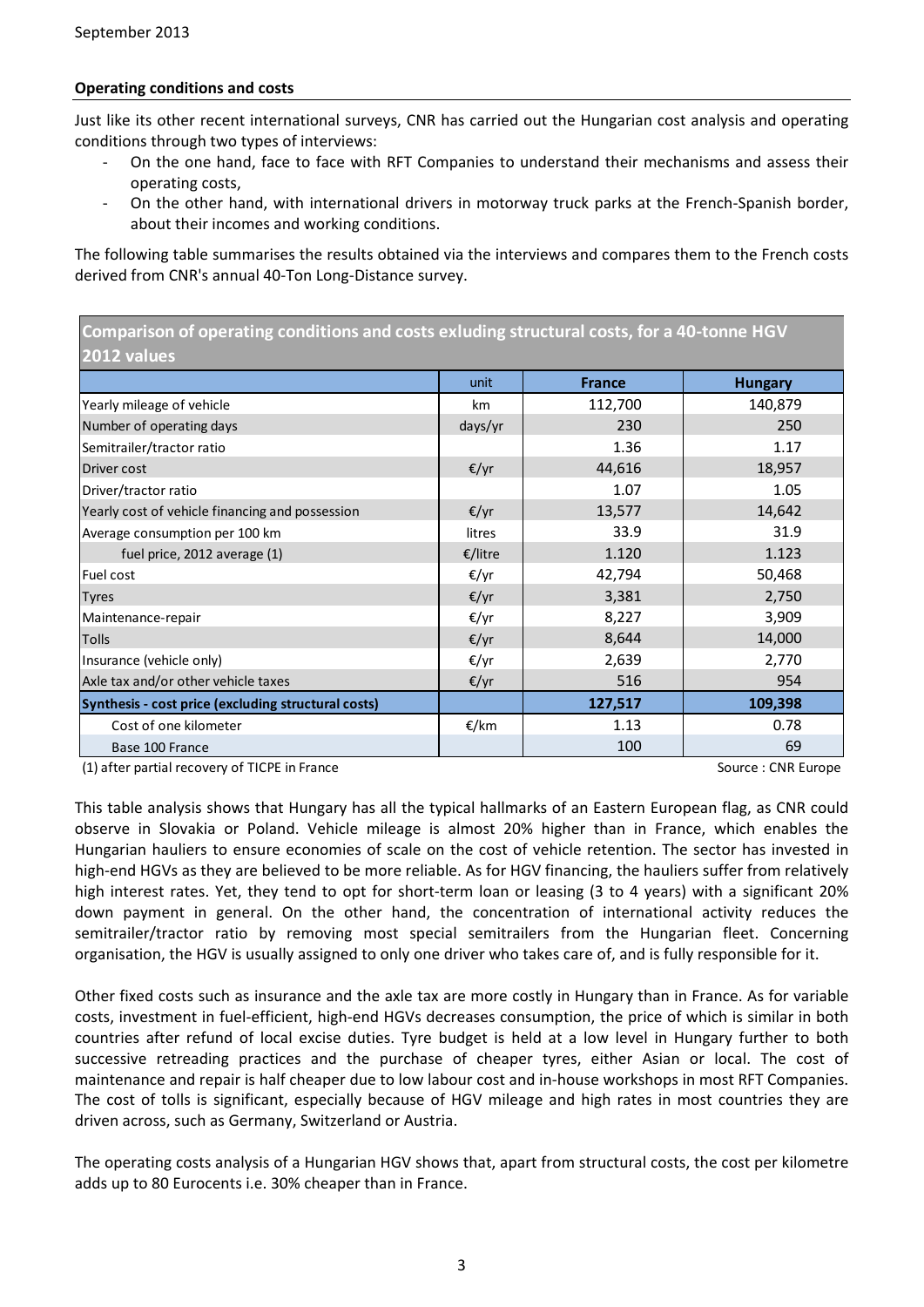September 2013

**Operating conditions and costs**

Just like its other recent international surveys, CNR has carried out the Hungarian cost analysis and operating conditions through two types of interviews:

- On the one hand, face to face with RFT Companies to understand their mechanisms and assess their operating costs,
- On the other hand, with international drivers in motorway truck parks at the French-Spanish border, about their incomes and working conditions.

The following table summarises the results obtained via the interviews and compares them to the French costs derived from CNR's annual 40-Ton Long-Distance survey.

**Comparison of operating conditions and costs exluding structural costs, for a 40-tonne HGV 2012 values**

| | unit | France | Hungary |
|---|---|---|---|
| Yearly mileage of vehicle | km | 112,700 | 140,879 |
| Number of operating days | days/yr | 230 | 250 |
| Semitrailer/tractor ratio | | 1.36 | 1.17 |
| Driver cost | €/yr | 44,616 | 18,957 |
| Driver/tractor ratio | | 1.07 | 1.05 |
| Yearly cost of vehicle financing and possession | €/yr | 13,577 | 14,642 |
| Average consumption per 100 km | litres | 33.9 | 31.9 |
| fuel price, 2012 average (1) | €/litre | 1.120 | 1.123 |
| Fuel cost | €/yr | 42,794 | 50,468 |
| Tyres | €/yr | 3,381 | 2,750 |
| Maintenance-repair | €/yr | 8,227 | 3,909 |
| Tolls | €/yr | 8,644 | 14,000 |
| Insurance (vehicle only) | €/yr | 2,639 | 2,770 |
| Axle tax and/or other vehicle taxes | €/yr | 516 | 954 |
| **Synthesis - cost price (excluding structural costs)** | | **127,517** | **109,398** |
| Cost of one kilometer | €/km | 1.13 | 0.78 |
| Base 100 France | | 100 | 69 |

(1) after partial recovery of TICPE in France

Source : CNR Europe

This table analysis shows that Hungary has all the typical hallmarks of an Eastern European flag, as CNR could observe in Slovakia or Poland. Vehicle mileage is almost 20% higher than in France, which enables the Hungarian hauliers to ensure economies of scale on the cost of vehicle retention. The sector has invested in high-end HGVs as they are believed to be more reliable. As for HGV financing, the hauliers suffer from relatively high interest rates. Yet, they tend to opt for short-term loan or leasing (3 to 4 years) with a significant 20% down payment in general. On the other hand, the concentration of international activity reduces the semitrailer/tractor ratio by removing most special semitrailers from the Hungarian fleet. Concerning organisation, the HGV is usually assigned to only one driver who takes care of, and is fully responsible for it.

Other fixed costs such as insurance and the axle tax are more costly in Hungary than in France. As for variable costs, investment in fuel-efficient, high-end HGVs decreases consumption, the price of which is similar in both countries after refund of local excise duties. Tyre budget is held at a low level in Hungary further to both successive retreading practices and the purchase of cheaper tyres, either Asian or local. The cost of maintenance and repair is half cheaper due to low labour cost and in-house workshops in most RFT Companies. The cost of tolls is significant, especially because of HGV mileage and high rates in most countries they are driven across, such as Germany, Switzerland or Austria.

The operating costs analysis of a Hungarian HGV shows that, apart from structural costs, the cost per kilometre adds up to 80 Eurocents i.e. 30% cheaper than in France.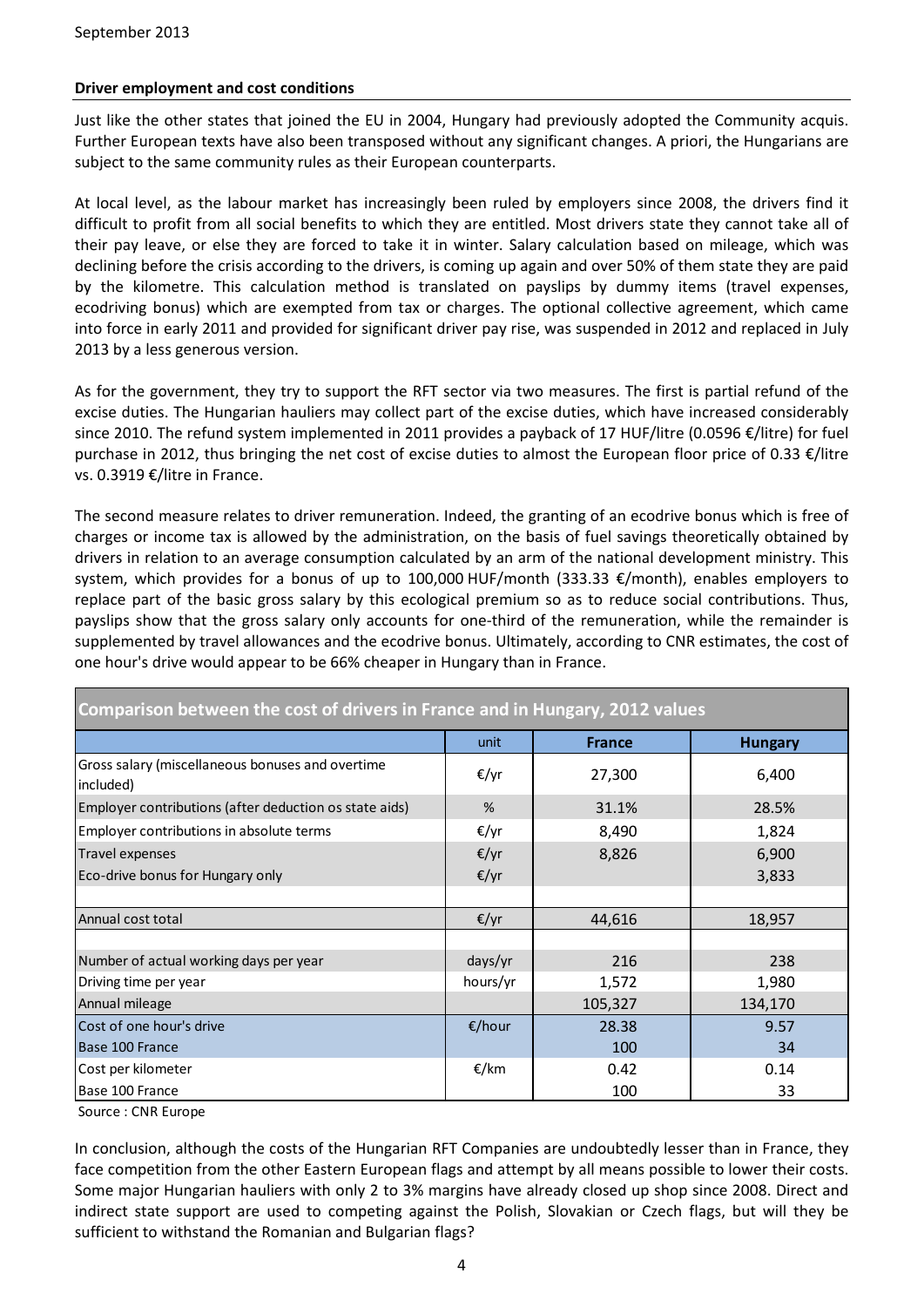### Driver employment and cost conditions

Just like the other states that joined the EU in 2004, Hungary had previously adopted the Community acquis. Further European texts have also been transposed without any significant changes. A priori, the Hungarians are subject to the same community rules as their European counterparts.

At local level, as the labour market has increasingly been ruled by employers since 2008, the drivers find it difficult to profit from all social benefits to which they are entitled. Most drivers state they cannot take all of their pay leave, or else they are forced to take it in winter. Salary calculation based on mileage, which was declining before the crisis according to the drivers, is coming up again and over 50% of them state they are paid by the kilometre. This calculation method is translated on payslips by dummy items (travel expenses, ecodriving bonus) which are exempted from tax or charges. The optional collective agreement, which came into force in early 2011 and provided for significant driver pay rise, was suspended in 2012 and replaced in July 2013 by a less generous version.

As for the government, they try to support the RFT sector via two measures. The first is partial refund of the excise duties. The Hungarian hauliers may collect part of the excise duties, which have increased considerably since 2010. The refund system implemented in 2011 provides a payback of 17 HUF/litre (0.0596 €/litre) for fuel purchase in 2012, thus bringing the net cost of excise duties to almost the European floor price of 0.33 €/litre vs. 0.3919 €/litre in France.

The second measure relates to driver remuneration. Indeed, the granting of an ecodrive bonus which is free of charges or income tax is allowed by the administration, on the basis of fuel savings theoretically obtained by drivers in relation to an average consumption calculated by an arm of the national development ministry. This system, which provides for a bonus of up to 100,000 HUF/month (333.33 €/month), enables employers to replace part of the basic gross salary by this ecological premium so as to reduce social contributions. Thus, payslips show that the gross salary only accounts for one-third of the remuneration, while the remainder is supplemented by travel allowances and the ecodrive bonus. Ultimately, according to CNR estimates, the cost of one hour's drive would appear to be 66% cheaper in Hungary than in France.

**Comparison between the cost of drivers in France and in Hungary, 2012 values**

| | unit | France | Hungary |
|---|---|---|---|
| Gross salary (miscellaneous bonuses and overtime included) | €/yr | 27,300 | 6,400 |
| Employer contributions (after deduction os state aids) | % | 31.1% | 28.5% |
| Employer contributions in absolute terms | €/yr | 8,490 | 1,824 |
| Travel expenses | €/yr | 8,826 | 6,900 |
| Eco-drive bonus for Hungary only | €/yr | | 3,833 |
| | | | |
| Annual cost total | €/yr | 44,616 | 18,957 |
| | | | |
| Number of actual working days per year | days/yr | 216 | 238 |
| Driving time per year | hours/yr | 1,572 | 1,980 |
| Annual mileage | | 105,327 | 134,170 |
| Cost of one hour's drive | €/hour | 28.38 | 9.57 |
| Base 100 France | | 100 | 34 |
| Cost per kilometer | €/km | 0.42 | 0.14 |
| Base 100 France | | 100 | 33 |

Source : CNR Europe

In conclusion, although the costs of the Hungarian RFT Companies are undoubtedly lesser than in France, they face competition from the other Eastern European flags and attempt by all means possible to lower their costs. Some major Hungarian hauliers with only 2 to 3% margins have already closed up shop since 2008. Direct and indirect state support are used to competing against the Polish, Slovakian or Czech flags, but will they be sufficient to withstand the Romanian and Bulgarian flags?